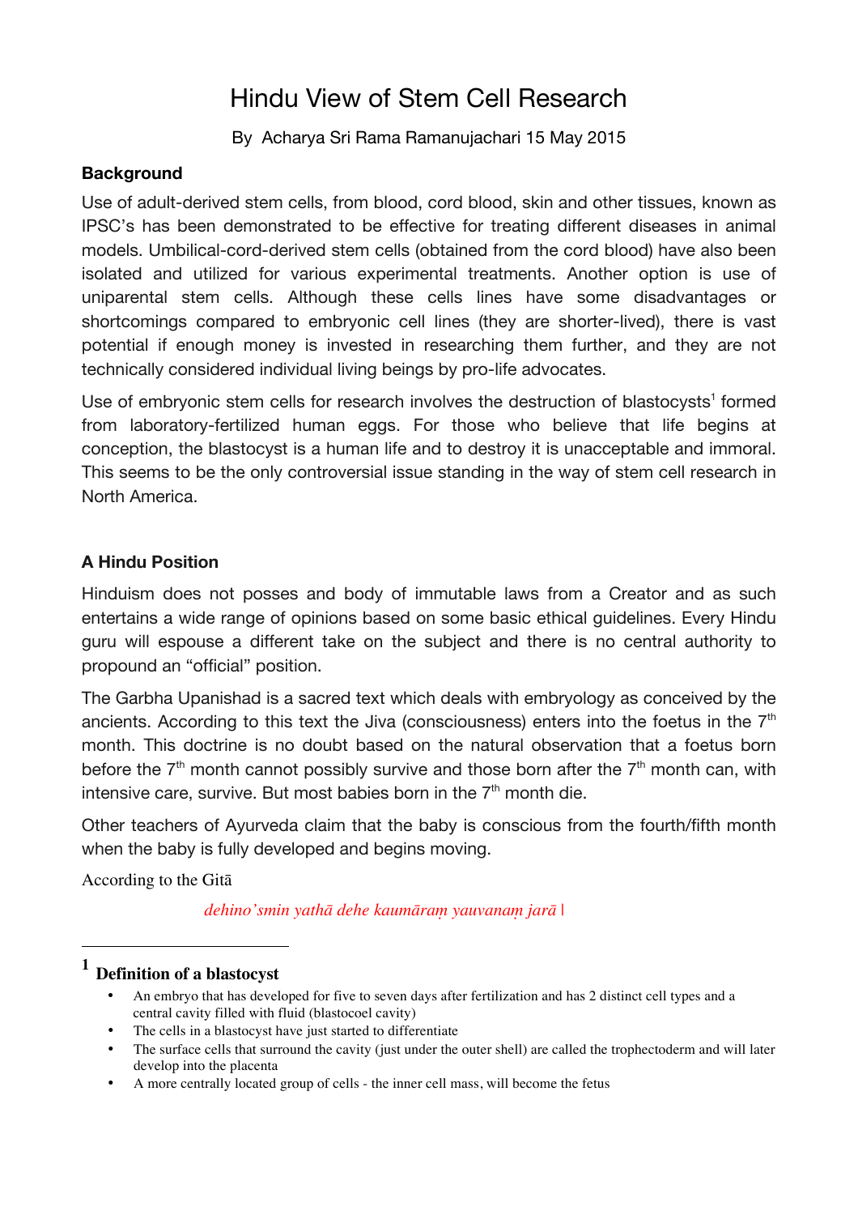# Hindu View of Stem Cell Research

By Acharya Sri Rama Ramanujachari 15 May 2015

**Background**

Use of adult-derived stem cells, from blood, cord blood, skin and other tissues, known as IPSC's has been demonstrated to be effective for treating different diseases in animal models. Umbilical-cord-derived stem cells (obtained from the cord blood) have also been isolated and utilized for various experimental treatments. Another option is use of uniparental stem cells. Although these cells lines have some disadvantages or shortcomings compared to embryonic cell lines (they are shorter-lived), there is vast potential if enough money is invested in researching them further, and they are not technically considered individual living beings by pro-life advocates.

Use of embryonic stem cells for research involves the destruction of blastocysts[1] formed from laboratory-fertilized human eggs. For those who believe that life begins at conception, the blastocyst is a human life and to destroy it is unacceptable and immoral. This seems to be the only controversial issue standing in the way of stem cell research in North America.

**A Hindu Position**

Hinduism does not posses and body of immutable laws from a Creator and as such entertains a wide range of opinions based on some basic ethical guidelines. Every Hindu guru will espouse a different take on the subject and there is no central authority to propound an "official" position.

The Garbha Upanishad is a sacred text which deals with embryology as conceived by the ancients. According to this text the Jiva (consciousness) enters into the foetus in the 7th month. This doctrine is no doubt based on the natural observation that a foetus born before the 7th month cannot possibly survive and those born after the 7th month can, with intensive care, survive. But most babies born in the 7th month die.

Other teachers of Ayurveda claim that the baby is conscious from the fourth/fifth month when the baby is fully developed and begins moving.

According to the Gitā

*dehino'smin yathā dehe kaumāraṃ yauvanaṃ jarā |*

---

[1] **Definition of a blastocyst**

- An embryo that has developed for five to seven days after fertilization and has 2 distinct cell types and a central cavity filled with fluid (blastocoel cavity)
- The cells in a blastocyst have just started to differentiate
- The surface cells that surround the cavity (just under the outer shell) are called the trophectoderm and will later develop into the placenta
- A more centrally located group of cells - the inner cell mass, will become the fetus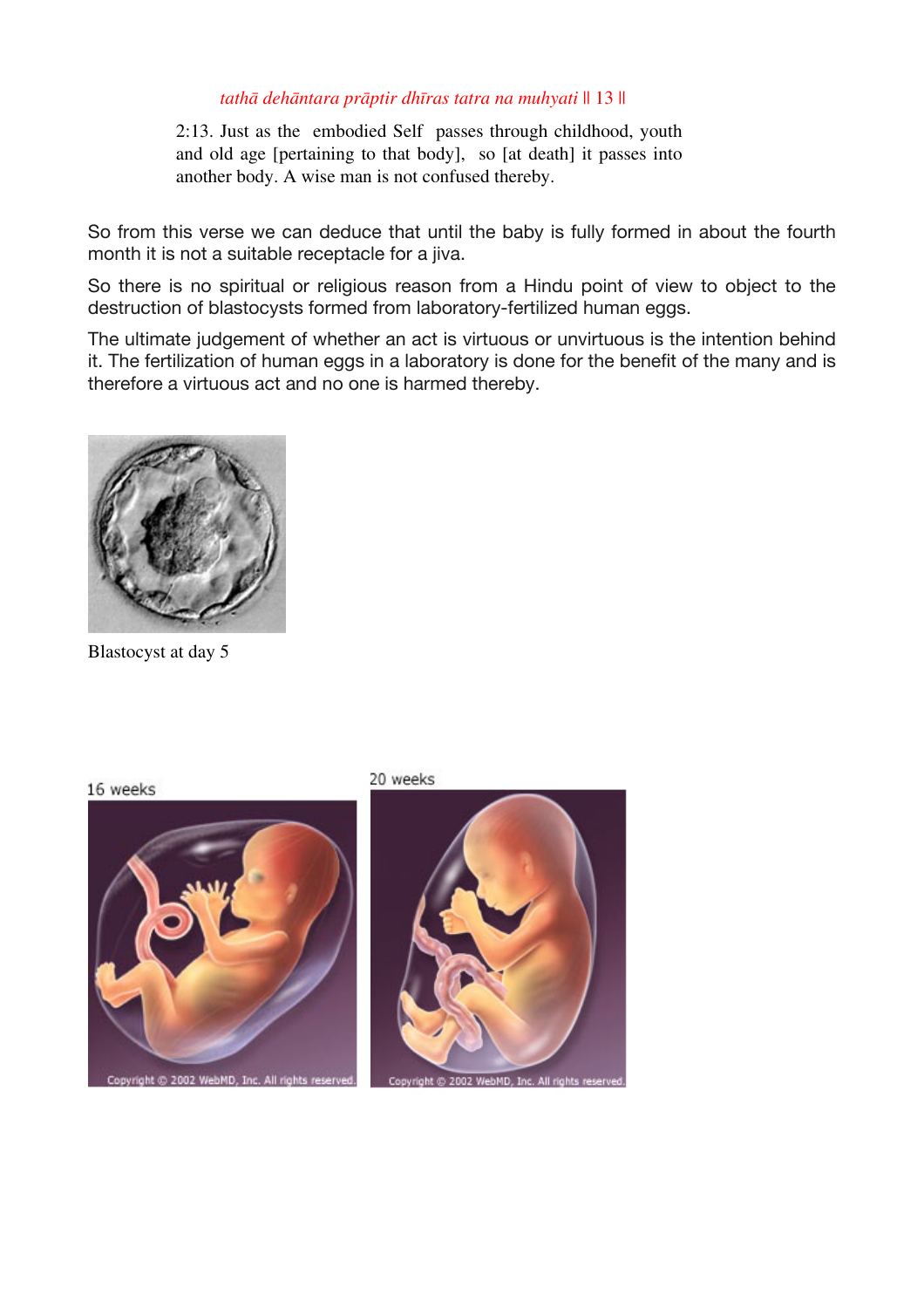*tathā dehāntara prāptir dhīras tatra na muhyati* ǁ 13 ǁ

2:13. Just as the embodied Self passes through childhood, youth and old age [pertaining to that body], so [at death] it passes into another body. A wise man is not confused thereby.

So from this verse we can deduce that until the baby is fully formed in about the fourth month it is not a suitable receptacle for a jiva.

So there is no spiritual or religious reason from a Hindu point of view to object to the destruction of blastocysts formed from laboratory-fertilized human eggs.

The ultimate judgement of whether an act is virtuous or unvirtuous is the intention behind it. The fertilization of human eggs in a laboratory is done for the benefit of the many and is therefore a virtuous act and no one is harmed thereby.

Blastocyst at day 5

16 weeks

Copyright © 2002 WebMD, Inc. All rights reserved.

20 weeks

Copyright © 2002 WebMD, Inc. All rights reserved.